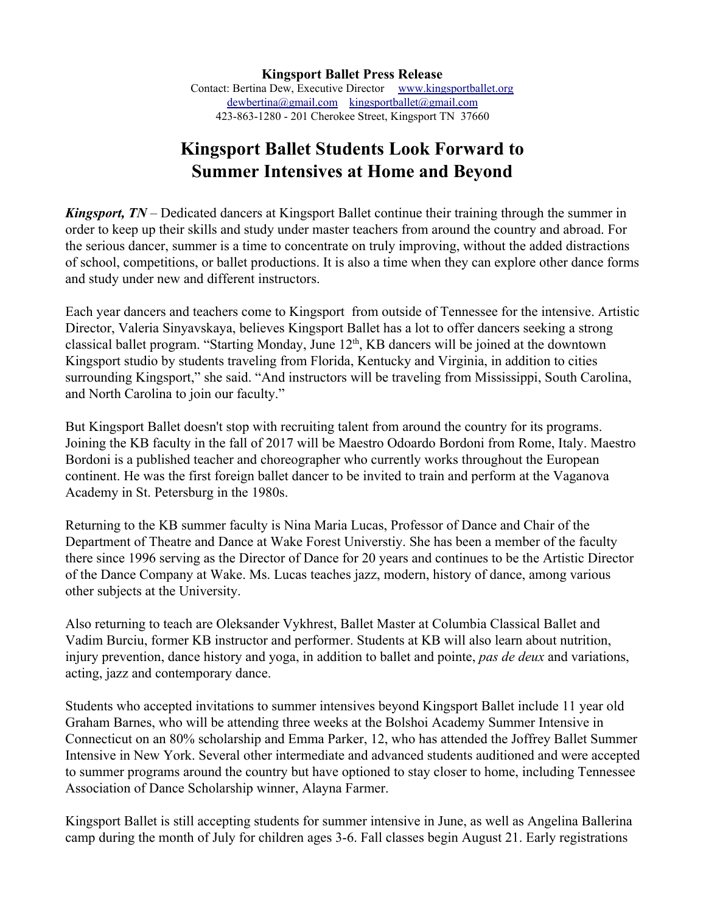**Kingsport Ballet Press Release**
Contact: Bertina Dew, Executive Director www.kingsportballet.org
dewbertina@gmail.com kingsportballet@gmail.com
423-863-1280 - 201 Cherokee Street, Kingsport TN 37660

# Kingsport Ballet Students Look Forward to Summer Intensives at Home and Beyond

***Kingsport, TN*** – Dedicated dancers at Kingsport Ballet continue their training through the summer in order to keep up their skills and study under master teachers from around the country and abroad. For the serious dancer, summer is a time to concentrate on truly improving, without the added distractions of school, competitions, or ballet productions. It is also a time when they can explore other dance forms and study under new and different instructors.

Each year dancers and teachers come to Kingsport from outside of Tennessee for the intensive. Artistic Director, Valeria Sinyavskaya, believes Kingsport Ballet has a lot to offer dancers seeking a strong classical ballet program. "Starting Monday, June 12th, KB dancers will be joined at the downtown Kingsport studio by students traveling from Florida, Kentucky and Virginia, in addition to cities surrounding Kingsport," she said. "And instructors will be traveling from Mississippi, South Carolina, and North Carolina to join our faculty."

But Kingsport Ballet doesn't stop with recruiting talent from around the country for its programs. Joining the KB faculty in the fall of 2017 will be Maestro Odoardo Bordoni from Rome, Italy. Maestro Bordoni is a published teacher and choreographer who currently works throughout the European continent. He was the first foreign ballet dancer to be invited to train and perform at the Vaganova Academy in St. Petersburg in the 1980s.

Returning to the KB summer faculty is Nina Maria Lucas, Professor of Dance and Chair of the Department of Theatre and Dance at Wake Forest Universtiy. She has been a member of the faculty there since 1996 serving as the Director of Dance for 20 years and continues to be the Artistic Director of the Dance Company at Wake. Ms. Lucas teaches jazz, modern, history of dance, among various other subjects at the University.

Also returning to teach are Oleksander Vykhrest, Ballet Master at Columbia Classical Ballet and Vadim Burciu, former KB instructor and performer. Students at KB will also learn about nutrition, injury prevention, dance history and yoga, in addition to ballet and pointe, *pas de deux* and variations, acting, jazz and contemporary dance.

Students who accepted invitations to summer intensives beyond Kingsport Ballet include 11 year old Graham Barnes, who will be attending three weeks at the Bolshoi Academy Summer Intensive in Connecticut on an 80% scholarship and Emma Parker, 12, who has attended the Joffrey Ballet Summer Intensive in New York. Several other intermediate and advanced students auditioned and were accepted to summer programs around the country but have optioned to stay closer to home, including Tennessee Association of Dance Scholarship winner, Alayna Farmer.

Kingsport Ballet is still accepting students for summer intensive in June, as well as Angelina Ballerina camp during the month of July for children ages 3-6. Fall classes begin August 21. Early registrations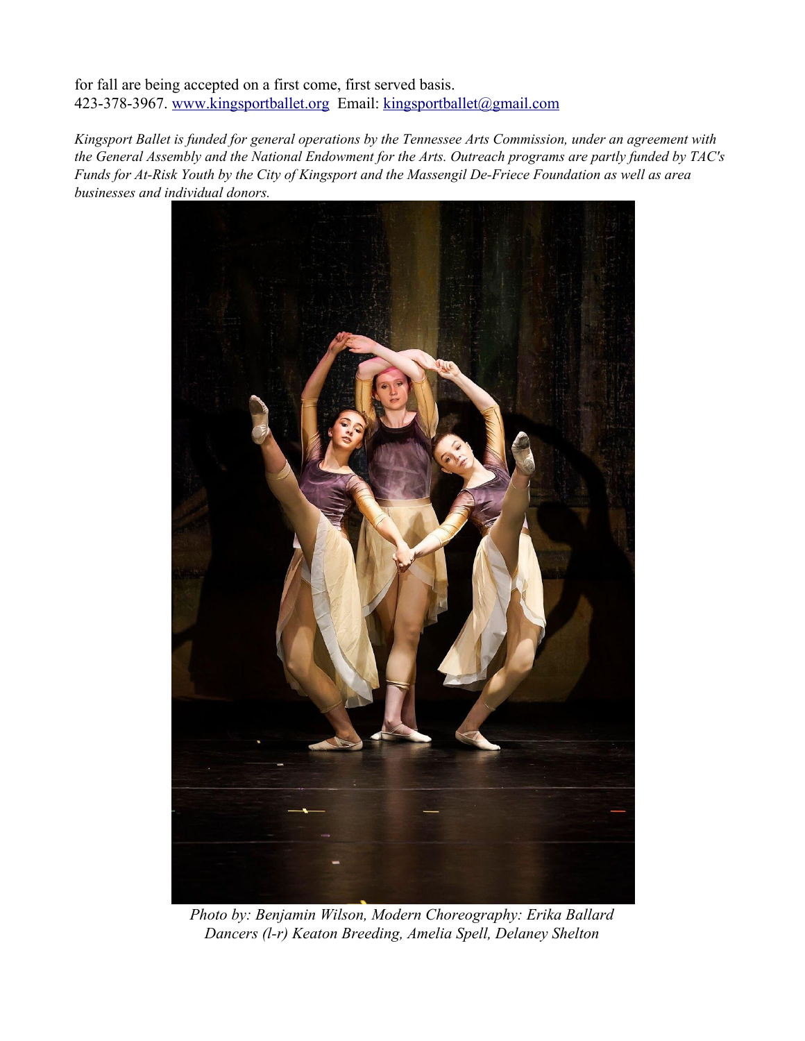for fall are being accepted on a first come, first served basis.
423-378-3967. [www.kingsportballet.org](http://www.kingsportballet.org) Email: [kingsportballet@gmail.com](mailto:kingsportballet@gmail.com)

*Kingsport Ballet is funded for general operations by the Tennessee Arts Commission, under an agreement with the General Assembly and the National Endowment for the Arts. Outreach programs are partly funded by TAC's Funds for At-Risk Youth by the City of Kingsport and the Massengil De-Friece Foundation as well as area businesses and individual donors.*

*Photo by: Benjamin Wilson, Modern Choreography: Erika Ballard*
*Dancers (l-r) Keaton Breeding, Amelia Spell, Delaney Shelton*